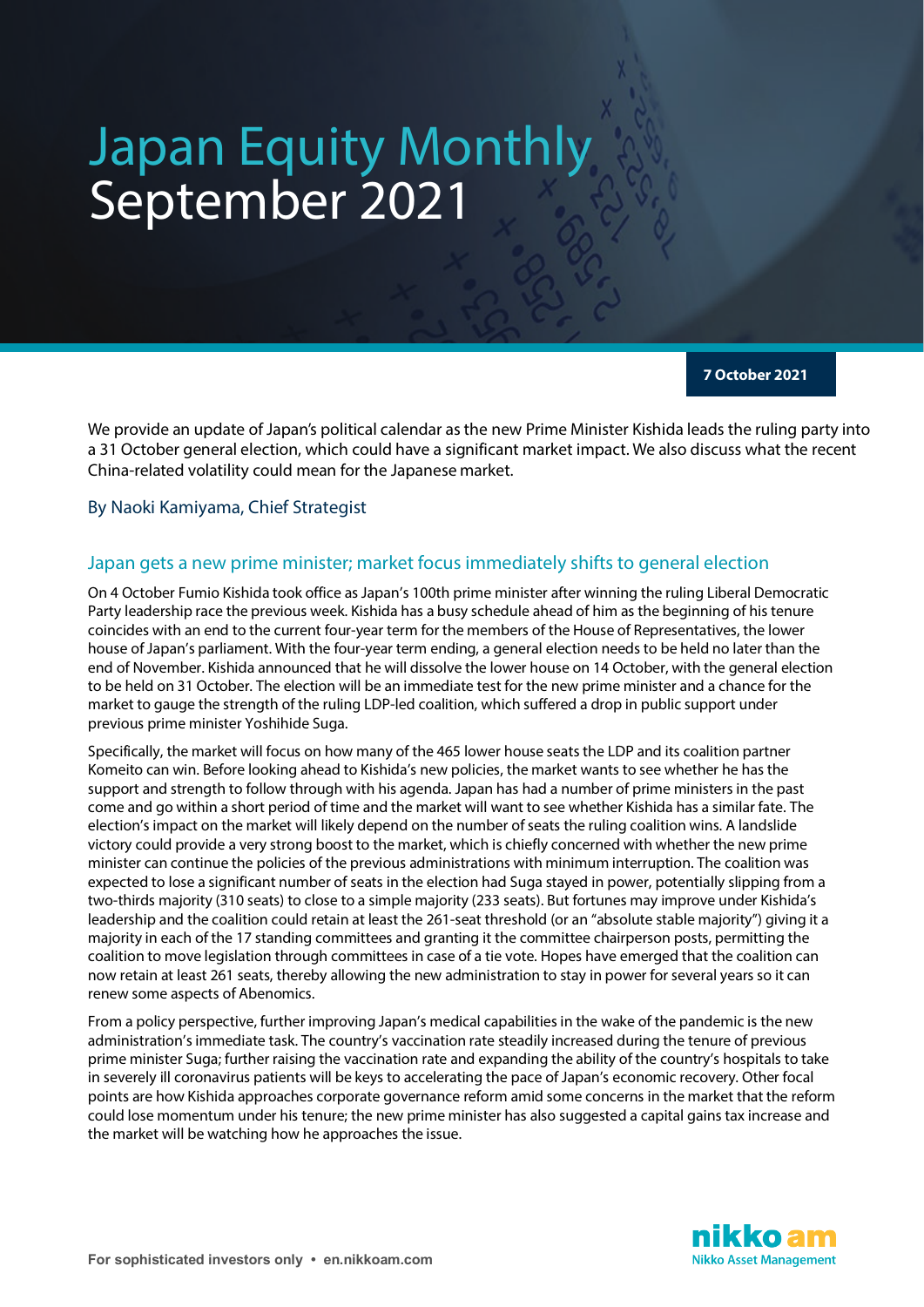# Japan Equity Monthly
# September 2021

**7 October 2021**

We provide an update of Japan's political calendar as the new Prime Minister Kishida leads the ruling party into a 31 October general election, which could have a significant market impact. We also discuss what the recent China-related volatility could mean for the Japanese market.

By Naoki Kamiyama, Chief Strategist

## Japan gets a new prime minister; market focus immediately shifts to general election

On 4 October Fumio Kishida took office as Japan's 100th prime minister after winning the ruling Liberal Democratic Party leadership race the previous week. Kishida has a busy schedule ahead of him as the beginning of his tenure coincides with an end to the current four-year term for the members of the House of Representatives, the lower house of Japan's parliament. With the four-year term ending, a general election needs to be held no later than the end of November. Kishida announced that he will dissolve the lower house on 14 October, with the general election to be held on 31 October. The election will be an immediate test for the new prime minister and a chance for the market to gauge the strength of the ruling LDP-led coalition, which suffered a drop in public support under previous prime minister Yoshihide Suga.

Specifically, the market will focus on how many of the 465 lower house seats the LDP and its coalition partner Komeito can win. Before looking ahead to Kishida's new policies, the market wants to see whether he has the support and strength to follow through with his agenda. Japan has had a number of prime ministers in the past come and go within a short period of time and the market will want to see whether Kishida has a similar fate. The election's impact on the market will likely depend on the number of seats the ruling coalition wins. A landslide victory could provide a very strong boost to the market, which is chiefly concerned with whether the new prime minister can continue the policies of the previous administrations with minimum interruption. The coalition was expected to lose a significant number of seats in the election had Suga stayed in power, potentially slipping from a two-thirds majority (310 seats) to close to a simple majority (233 seats). But fortunes may improve under Kishida's leadership and the coalition could retain at least the 261-seat threshold (or an "absolute stable majority") giving it a majority in each of the 17 standing committees and granting it the committee chairperson posts, permitting the coalition to move legislation through committees in case of a tie vote. Hopes have emerged that the coalition can now retain at least 261 seats, thereby allowing the new administration to stay in power for several years so it can renew some aspects of Abenomics.

From a policy perspective, further improving Japan's medical capabilities in the wake of the pandemic is the new administration's immediate task. The country's vaccination rate steadily increased during the tenure of previous prime minister Suga; further raising the vaccination rate and expanding the ability of the country's hospitals to take in severely ill coronavirus patients will be keys to accelerating the pace of Japan's economic recovery. Other focal points are how Kishida approaches corporate governance reform amid some concerns in the market that the reform could lose momentum under his tenure; the new prime minister has also suggested a capital gains tax increase and the market will be watching how he approaches the issue.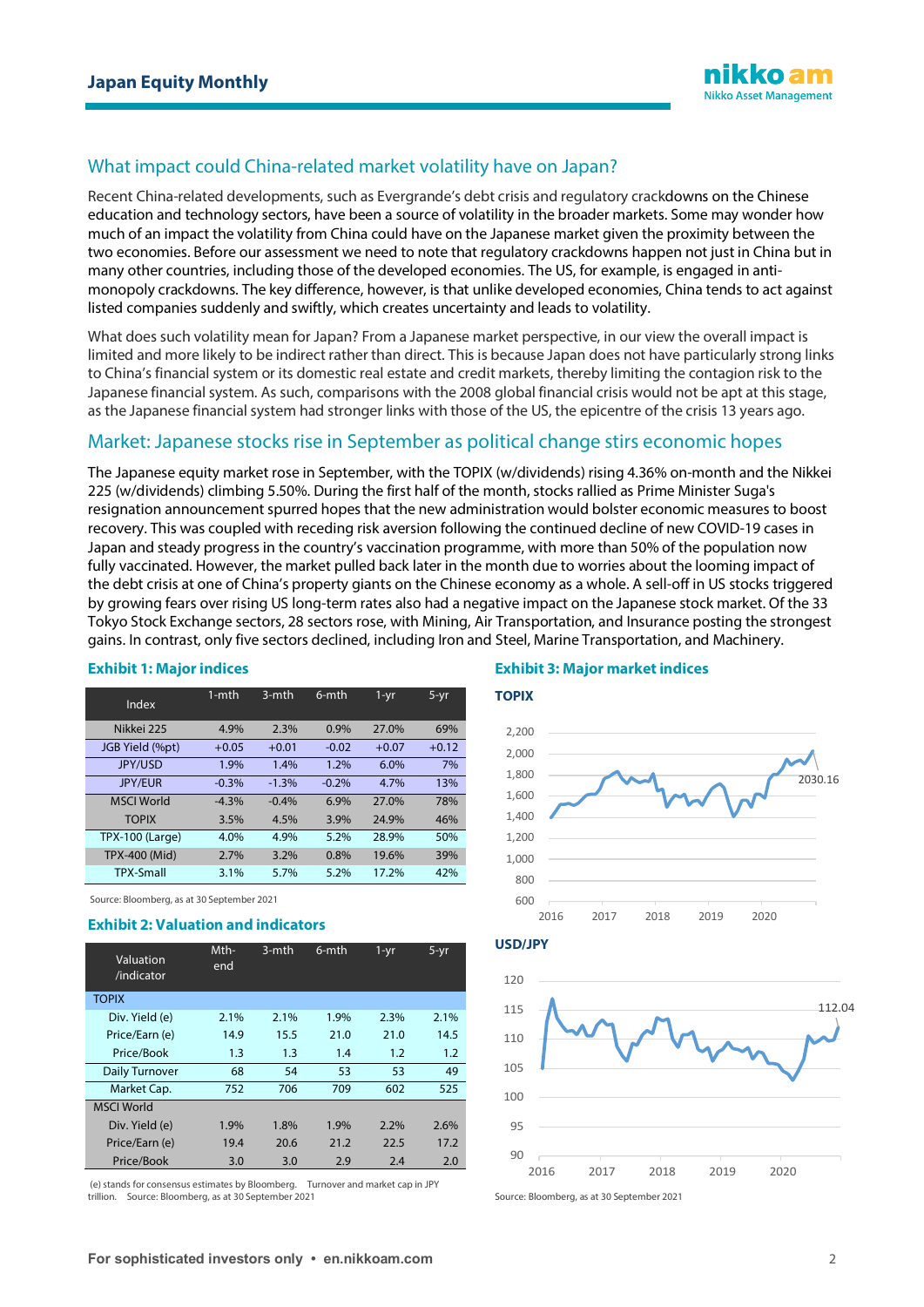## What impact could China-related market volatility have on Japan?

Recent China-related developments, such as Evergrande's debt crisis and regulatory crackdowns on the Chinese education and technology sectors, have been a source of volatility in the broader markets. Some may wonder how much of an impact the volatility from China could have on the Japanese market given the proximity between the two economies. Before our assessment we need to note that regulatory crackdowns happen not just in China but in many other countries, including those of the developed economies. The US, for example, is engaged in anti-monopoly crackdowns. The key difference, however, is that unlike developed economies, China tends to act against listed companies suddenly and swiftly, which creates uncertainty and leads to volatility.

What does such volatility mean for Japan? From a Japanese market perspective, in our view the overall impact is limited and more likely to be indirect rather than direct. This is because Japan does not have particularly strong links to China's financial system or its domestic real estate and credit markets, thereby limiting the contagion risk to the Japanese financial system. As such, comparisons with the 2008 global financial crisis would not be apt at this stage, as the Japanese financial system had stronger links with those of the US, the epicentre of the crisis 13 years ago.

## Market: Japanese stocks rise in September as political change stirs economic hopes

The Japanese equity market rose in September, with the TOPIX (w/dividends) rising 4.36% on-month and the Nikkei 225 (w/dividends) climbing 5.50%. During the first half of the month, stocks rallied as Prime Minister Suga's resignation announcement spurred hopes that the new administration would bolster economic measures to boost recovery. This was coupled with receding risk aversion following the continued decline of new COVID-19 cases in Japan and steady progress in the country's vaccination programme, with more than 50% of the population now fully vaccinated. However, the market pulled back later in the month due to worries about the looming impact of the debt crisis at one of China's property giants on the Chinese economy as a whole. A sell-off in US stocks triggered by growing fears over rising US long-term rates also had a negative impact on the Japanese stock market. Of the 33 Tokyo Stock Exchange sectors, 28 sectors rose, with Mining, Air Transportation, and Insurance posting the strongest gains. In contrast, only five sectors declined, including Iron and Steel, Marine Transportation, and Machinery.

### Exhibit 1: Major indices

| Index | 1-mth | 3-mth | 6-mth | 1-yr | 5-yr |
|---|---|---|---|---|---|
| Nikkei 225 | 4.9% | 2.3% | 0.9% | 27.0% | 69% |
| JGB Yield (%pt) | +0.05 | +0.01 | -0.02 | +0.07 | +0.12 |
| JPY/USD | 1.9% | 1.4% | 1.2% | 6.0% | 7% |
| JPY/EUR | -0.3% | -1.3% | -0.2% | 4.7% | 13% |
| MSCI World | -4.3% | -0.4% | 6.9% | 27.0% | 78% |
| TOPIX | 3.5% | 4.5% | 3.9% | 24.9% | 46% |
| TPX-100 (Large) | 4.0% | 4.9% | 5.2% | 28.9% | 50% |
| TPX-400 (Mid) | 2.7% | 3.2% | 0.8% | 19.6% | 39% |
| TPX-Small | 3.1% | 5.7% | 5.2% | 17.2% | 42% |

Source: Bloomberg, as at 30 September 2021

### Exhibit 2: Valuation and indicators

| Valuation /indicator | Mth-end | 3-mth | 6-mth | 1-yr | 5-yr |
|---|---|---|---|---|---|
| **TOPIX** | | | | | |
| Div. Yield (e) | 2.1% | 2.1% | 1.9% | 2.3% | 2.1% |
| Price/Earn (e) | 14.9 | 15.5 | 21.0 | 21.0 | 14.5 |
| Price/Book | 1.3 | 1.3 | 1.4 | 1.2 | 1.2 |
| Daily Turnover | 68 | 54 | 53 | 53 | 49 |
| Market Cap. | 752 | 706 | 709 | 602 | 525 |
| **MSCI World** | | | | | |
| Div. Yield (e) | 1.9% | 1.8% | 1.9% | 2.2% | 2.6% |
| Price/Earn (e) | 19.4 | 20.6 | 21.2 | 22.5 | 17.2 |
| Price/Book | 3.0 | 3.0 | 2.9 | 2.4 | 2.0 |

(e) stands for consensus estimates by Bloomberg. Turnover and market cap in JPY trillion. Source: Bloomberg, as at 30 September 2021

### Exhibit 3: Major market indices

**TOPIX**

(Line chart, 2016–2020, y-axis 600–2,200; latest value 2030.16)

**USD/JPY**

(Line chart, 2016–2020, y-axis 90–120; latest value 112.04)

Source: Bloomberg, as at 30 September 2021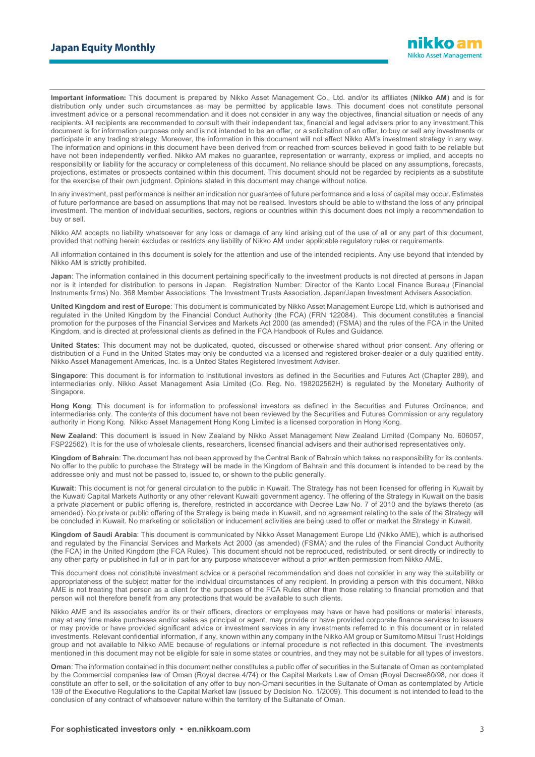**Important information:** This document is prepared by Nikko Asset Management Co., Ltd. and/or its affiliates (**Nikko AM**) and is for distribution only under such circumstances as may be permitted by applicable laws. This document does not constitute personal investment advice or a personal recommendation and it does not consider in any way the objectives, financial situation or needs of any recipients. All recipients are recommended to consult with their independent tax, financial and legal advisers prior to any investment.This document is for information purposes only and is not intended to be an offer, or a solicitation of an offer, to buy or sell any investments or participate in any trading strategy. Moreover, the information in this document will not affect Nikko AM's investment strategy in any way. The information and opinions in this document have been derived from or reached from sources believed in good faith to be reliable but have not been independently verified. Nikko AM makes no guarantee, representation or warranty, express or implied, and accepts no responsibility or liability for the accuracy or completeness of this document. No reliance should be placed on any assumptions, forecasts, projections, estimates or prospects contained within this document. This document should not be regarded by recipients as a substitute for the exercise of their own judgment. Opinions stated in this document may change without notice.

In any investment, past performance is neither an indication nor guarantee of future performance and a loss of capital may occur. Estimates of future performance are based on assumptions that may not be realised. Investors should be able to withstand the loss of any principal investment. The mention of individual securities, sectors, regions or countries within this document does not imply a recommendation to buy or sell.

Nikko AM accepts no liability whatsoever for any loss or damage of any kind arising out of the use of all or any part of this document, provided that nothing herein excludes or restricts any liability of Nikko AM under applicable regulatory rules or requirements.

All information contained in this document is solely for the attention and use of the intended recipients. Any use beyond that intended by Nikko AM is strictly prohibited.

**Japan**: The information contained in this document pertaining specifically to the investment products is not directed at persons in Japan nor is it intended for distribution to persons in Japan. Registration Number: Director of the Kanto Local Finance Bureau (Financial Instruments firms) No. 368 Member Associations: The Investment Trusts Association, Japan/Japan Investment Advisers Association.

**United Kingdom and rest of Europe**: This document is communicated by Nikko Asset Management Europe Ltd, which is authorised and regulated in the United Kingdom by the Financial Conduct Authority (the FCA) (FRN 122084). This document constitutes a financial promotion for the purposes of the Financial Services and Markets Act 2000 (as amended) (FSMA) and the rules of the FCA in the United Kingdom, and is directed at professional clients as defined in the FCA Handbook of Rules and Guidance.

**United States**: This document may not be duplicated, quoted, discussed or otherwise shared without prior consent. Any offering or distribution of a Fund in the United States may only be conducted via a licensed and registered broker-dealer or a duly qualified entity. Nikko Asset Management Americas, Inc. is a United States Registered Investment Adviser.

**Singapore**: This document is for information to institutional investors as defined in the Securities and Futures Act (Chapter 289), and intermediaries only. Nikko Asset Management Asia Limited (Co. Reg. No. 198202562H) is regulated by the Monetary Authority of Singapore.

**Hong Kong**: This document is for information to professional investors as defined in the Securities and Futures Ordinance, and intermediaries only. The contents of this document have not been reviewed by the Securities and Futures Commission or any regulatory authority in Hong Kong. Nikko Asset Management Hong Kong Limited is a licensed corporation in Hong Kong.

**New Zealand**: This document is issued in New Zealand by Nikko Asset Management New Zealand Limited (Company No. 606057, FSP22562). It is for the use of wholesale clients, researchers, licensed financial advisers and their authorised representatives only.

**Kingdom of Bahrain**: The document has not been approved by the Central Bank of Bahrain which takes no responsibility for its contents. No offer to the public to purchase the Strategy will be made in the Kingdom of Bahrain and this document is intended to be read by the addressee only and must not be passed to, issued to, or shown to the public generally.

**Kuwait**: This document is not for general circulation to the public in Kuwait. The Strategy has not been licensed for offering in Kuwait by the Kuwaiti Capital Markets Authority or any other relevant Kuwaiti government agency. The offering of the Strategy in Kuwait on the basis a private placement or public offering is, therefore, restricted in accordance with Decree Law No. 7 of 2010 and the bylaws thereto (as amended). No private or public offering of the Strategy is being made in Kuwait, and no agreement relating to the sale of the Strategy will be concluded in Kuwait. No marketing or solicitation or inducement activities are being used to offer or market the Strategy in Kuwait.

**Kingdom of Saudi Arabia**: This document is communicated by Nikko Asset Management Europe Ltd (Nikko AME), which is authorised and regulated by the Financial Services and Markets Act 2000 (as amended) (FSMA) and the rules of the Financial Conduct Authority (the FCA) in the United Kingdom (the FCA Rules). This document should not be reproduced, redistributed, or sent directly or indirectly to any other party or published in full or in part for any purpose whatsoever without a prior written permission from Nikko AME.

This document does not constitute investment advice or a personal recommendation and does not consider in any way the suitability or appropriateness of the subject matter for the individual circumstances of any recipient. In providing a person with this document, Nikko AME is not treating that person as a client for the purposes of the FCA Rules other than those relating to financial promotion and that person will not therefore benefit from any protections that would be available to such clients.

Nikko AME and its associates and/or its or their officers, directors or employees may have or have had positions or material interests, may at any time make purchases and/or sales as principal or agent, may provide or have provided corporate finance services to issuers or may provide or have provided significant advice or investment services in any investments referred to in this document or in related investments. Relevant confidential information, if any, known within any company in the Nikko AM group or Sumitomo Mitsui Trust Holdings group and not available to Nikko AME because of regulations or internal procedure is not reflected in this document. The investments mentioned in this document may not be eligible for sale in some states or countries, and they may not be suitable for all types of investors.

**Oman**: The information contained in this document nether constitutes a public offer of securities in the Sultanate of Oman as contemplated by the Commercial companies law of Oman (Royal decree 4/74) or the Capital Markets Law of Oman (Royal Decree80/98, nor does it constitute an offer to sell, or the solicitation of any offer to buy non-Omani securities in the Sultanate of Oman as contemplated by Article 139 of the Executive Regulations to the Capital Market law (issued by Decision No. 1/2009). This document is not intended to lead to the conclusion of any contract of whatsoever nature within the territory of the Sultanate of Oman.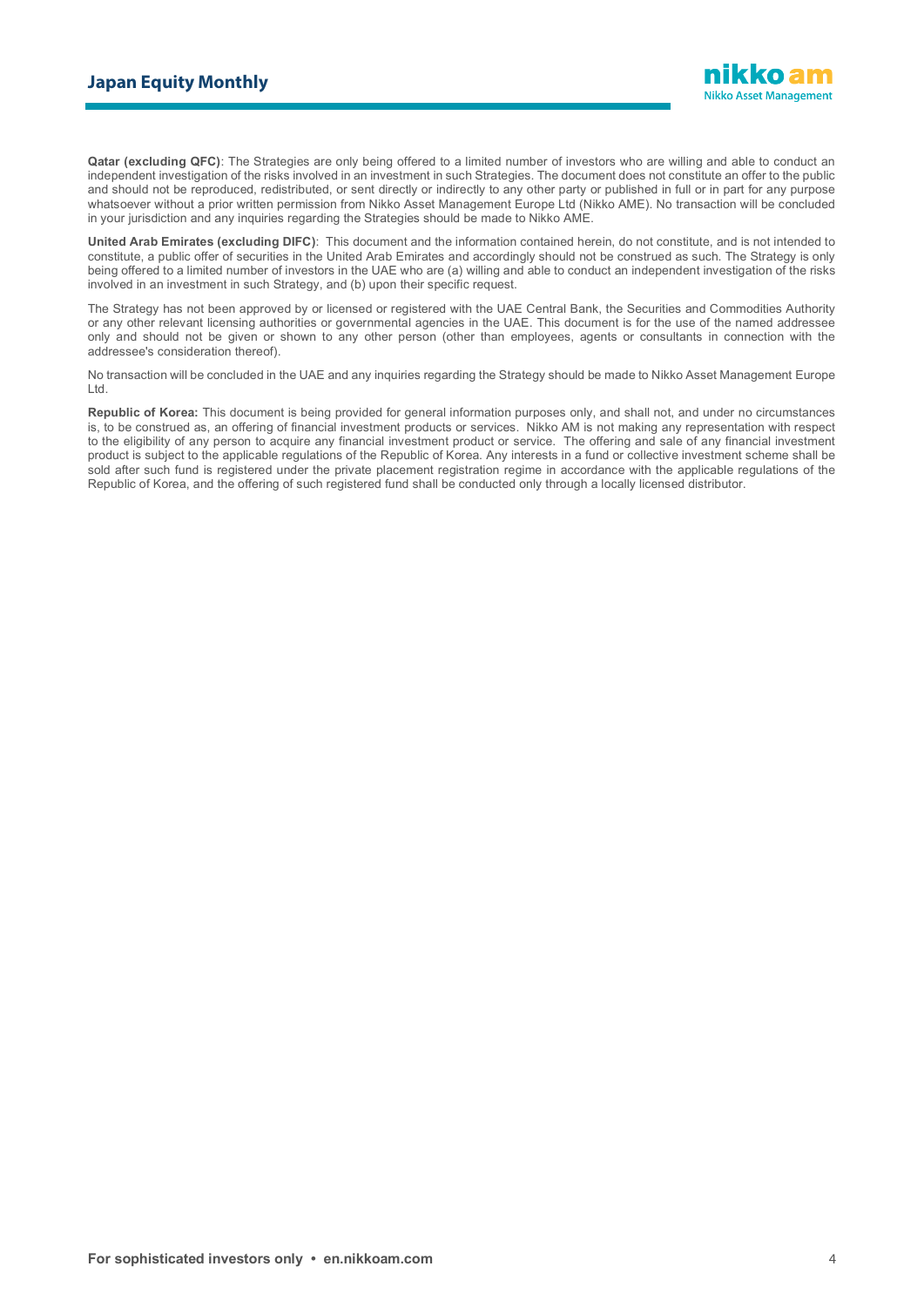**Qatar (excluding QFC)**: The Strategies are only being offered to a limited number of investors who are willing and able to conduct an independent investigation of the risks involved in an investment in such Strategies. The document does not constitute an offer to the public and should not be reproduced, redistributed, or sent directly or indirectly to any other party or published in full or in part for any purpose whatsoever without a prior written permission from Nikko Asset Management Europe Ltd (Nikko AME). No transaction will be concluded in your jurisdiction and any inquiries regarding the Strategies should be made to Nikko AME.

**United Arab Emirates (excluding DIFC)**: This document and the information contained herein, do not constitute, and is not intended to constitute, a public offer of securities in the United Arab Emirates and accordingly should not be construed as such. The Strategy is only being offered to a limited number of investors in the UAE who are (a) willing and able to conduct an independent investigation of the risks involved in an investment in such Strategy, and (b) upon their specific request.

The Strategy has not been approved by or licensed or registered with the UAE Central Bank, the Securities and Commodities Authority or any other relevant licensing authorities or governmental agencies in the UAE. This document is for the use of the named addressee only and should not be given or shown to any other person (other than employees, agents or consultants in connection with the addressee's consideration thereof).

No transaction will be concluded in the UAE and any inquiries regarding the Strategy should be made to Nikko Asset Management Europe Ltd.

**Republic of Korea:** This document is being provided for general information purposes only, and shall not, and under no circumstances is, to be construed as, an offering of financial investment products or services. Nikko AM is not making any representation with respect to the eligibility of any person to acquire any financial investment product or service. The offering and sale of any financial investment product is subject to the applicable regulations of the Republic of Korea. Any interests in a fund or collective investment scheme shall be sold after such fund is registered under the private placement registration regime in accordance with the applicable regulations of the Republic of Korea, and the offering of such registered fund shall be conducted only through a locally licensed distributor.